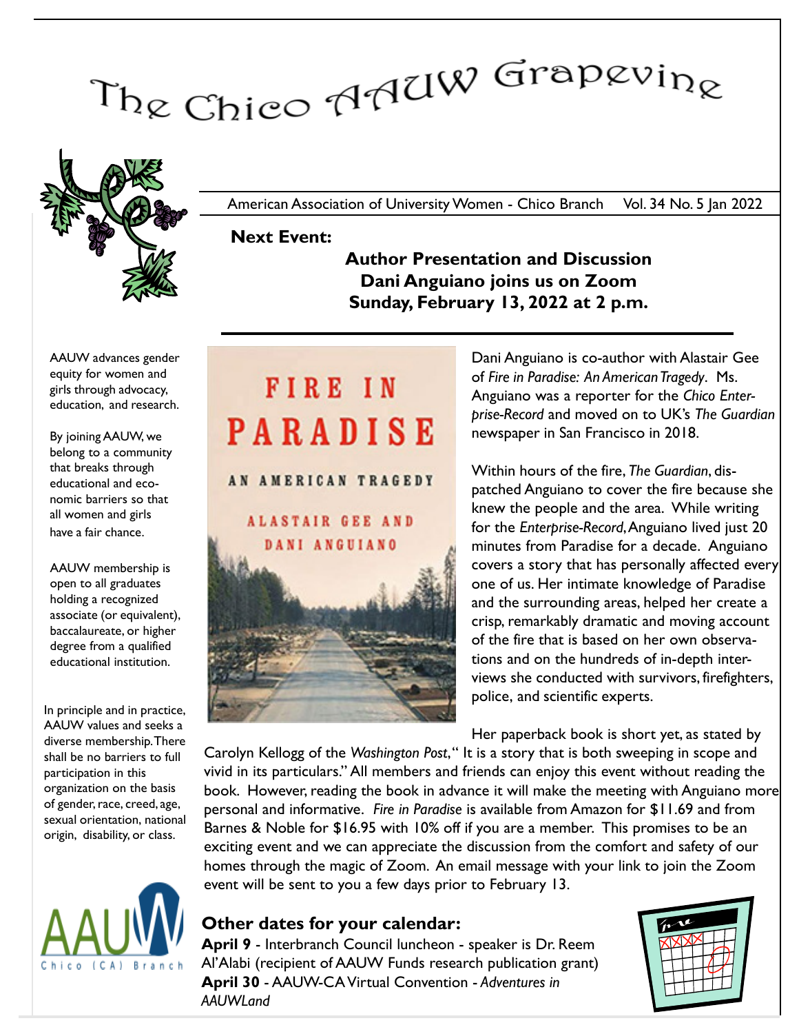# The Chico AAUW Grapevine

American Association of University Women - Chico Branch Vol. 34 No. 5 Jan 2022

AAUW advances gender equity for women and girls through advocacy, education, and research.

By joining AAUW, we belong to a community that breaks through educational and economic barriers so that all women and girls have a fair chance.

AAUW membership is open to all graduates holding a recognized associate (or equivalent), baccalaureate, or higher degree from a qualified educational institution.

In principle and in practice, AAUW values and seeks a diverse membership. There shall be no barriers to full participation in this organization on the basis of gender, race, creed, age, sexual orientation, national origin, disability, or class.

**Next Event:**

## Author Presentation and Discussion
## Dani Anguiano joins us on Zoom
## Sunday, February 13, 2022 at 2 p.m.

Dani Anguiano is co-author with Alastair Gee of *Fire in Paradise: An American Tragedy*. Ms. Anguiano was a reporter for the *Chico Enterprise-Record* and moved on to UK's *The Guardian* newspaper in San Francisco in 2018.

Within hours of the fire, *The Guardian*, dispatched Anguiano to cover the fire because she knew the people and the area. While writing for the *Enterprise-Record*, Anguiano lived just 20 minutes from Paradise for a decade. Anguiano covers a story that has personally affected every one of us. Her intimate knowledge of Paradise and the surrounding areas, helped her create a crisp, remarkably dramatic and moving account of the fire that is based on her own observations and on the hundreds of in-depth interviews she conducted with survivors, firefighters, police, and scientific experts.

Her paperback book is short yet, as stated by Carolyn Kellogg of the *Washington Post*," It is a story that is both sweeping in scope and vivid in its particulars." All members and friends can enjoy this event without reading the book. However, reading the book in advance it will make the meeting with Anguiano more personal and informative. *Fire in Paradise* is available from Amazon for $11.69 and from Barnes & Noble for $16.95 with 10% off if you are a member. This promises to be an exciting event and we can appreciate the discussion from the comfort and safety of our homes through the magic of Zoom. An email message with your link to join the Zoom event will be sent to you a few days prior to February 13.

## Other dates for your calendar:

**April 9** - Interbranch Council luncheon - speaker is Dr. Reem Al'Alabi (recipient of AAUW Funds research publication grant)
**April 30** - AAUW-CA Virtual Convention - *Adventures in AAUWLand*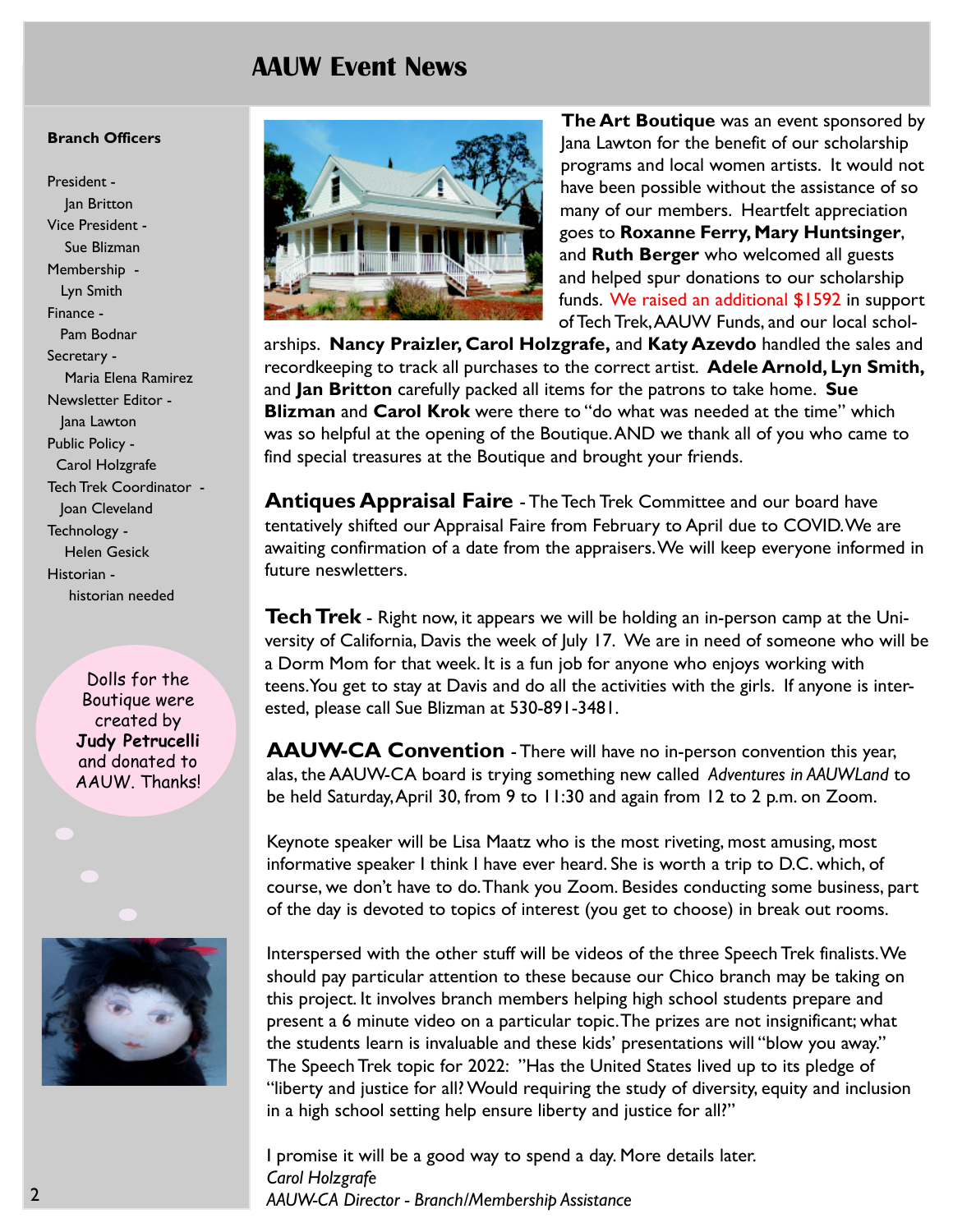# AAUW Event News

**Branch Officers**

President - Jan Britton
Vice President - Sue Blizman
Membership - Lyn Smith
Finance - Pam Bodnar
Secretary - Maria Elena Ramirez
Newsletter Editor - Jana Lawton
Public Policy - Carol Holzgrafe
Tech Trek Coordinator - Joan Cleveland
Technology - Helen Gesick
Historian - historian needed

Dolls for the Boutique were created by **Judy Petrucelli** and donated to AAUW. Thanks!

**The Art Boutique** was an event sponsored by Jana Lawton for the benefit of our scholarship programs and local women artists. It would not have been possible without the assistance of so many of our members. Heartfelt appreciation goes to **Roxanne Ferry, Mary Huntsinger**, and **Ruth Berger** who welcomed all guests and helped spur donations to our scholarship funds. We raised an additional $1592 in support of Tech Trek, AAUW Funds, and our local scholarships. **Nancy Praizler, Carol Holzgrafe,** and **Katy Azevdo** handled the sales and recordkeeping to track all purchases to the correct artist. **Adele Arnold, Lyn Smith,** and **Jan Britton** carefully packed all items for the patrons to take home. **Sue Blizman** and **Carol Krok** were there to "do what was needed at the time" which was so helpful at the opening of the Boutique. AND we thank all of you who came to find special treasures at the Boutique and brought your friends.

**Antiques Appraisal Faire** - The Tech Trek Committee and our board have tentatively shifted our Appraisal Faire from February to April due to COVID. We are awaiting confirmation of a date from the appraisers. We will keep everyone informed in future neswletters.

**Tech Trek** - Right now, it appears we will be holding an in-person camp at the University of California, Davis the week of July 17. We are in need of someone who will be a Dorm Mom for that week. It is a fun job for anyone who enjoys working with teens. You get to stay at Davis and do all the activities with the girls. If anyone is interested, please call Sue Blizman at 530-891-3481.

**AAUW-CA Convention** - There will have no in-person convention this year, alas, the AAUW-CA board is trying something new called *Adventures in AAUWLand* to be held Saturday, April 30, from 9 to 11:30 and again from 12 to 2 p.m. on Zoom.

Keynote speaker will be Lisa Maatz who is the most riveting, most amusing, most informative speaker I think I have ever heard. She is worth a trip to D.C. which, of course, we don't have to do. Thank you Zoom. Besides conducting some business, part of the day is devoted to topics of interest (you get to choose) in break out rooms.

Interspersed with the other stuff will be videos of the three Speech Trek finalists. We should pay particular attention to these because our Chico branch may be taking on this project. It involves branch members helping high school students prepare and present a 6 minute video on a particular topic. The prizes are not insignificant; what the students learn is invaluable and these kids' presentations will "blow you away." The Speech Trek topic for 2022: "Has the United States lived up to its pledge of "liberty and justice for all? Would requiring the study of diversity, equity and inclusion in a high school setting help ensure liberty and justice for all?"

I promise it will be a good way to spend a day. More details later.
*Carol Holzgrafe*
*AAUW-CA Director - Branch/Membership Assistance*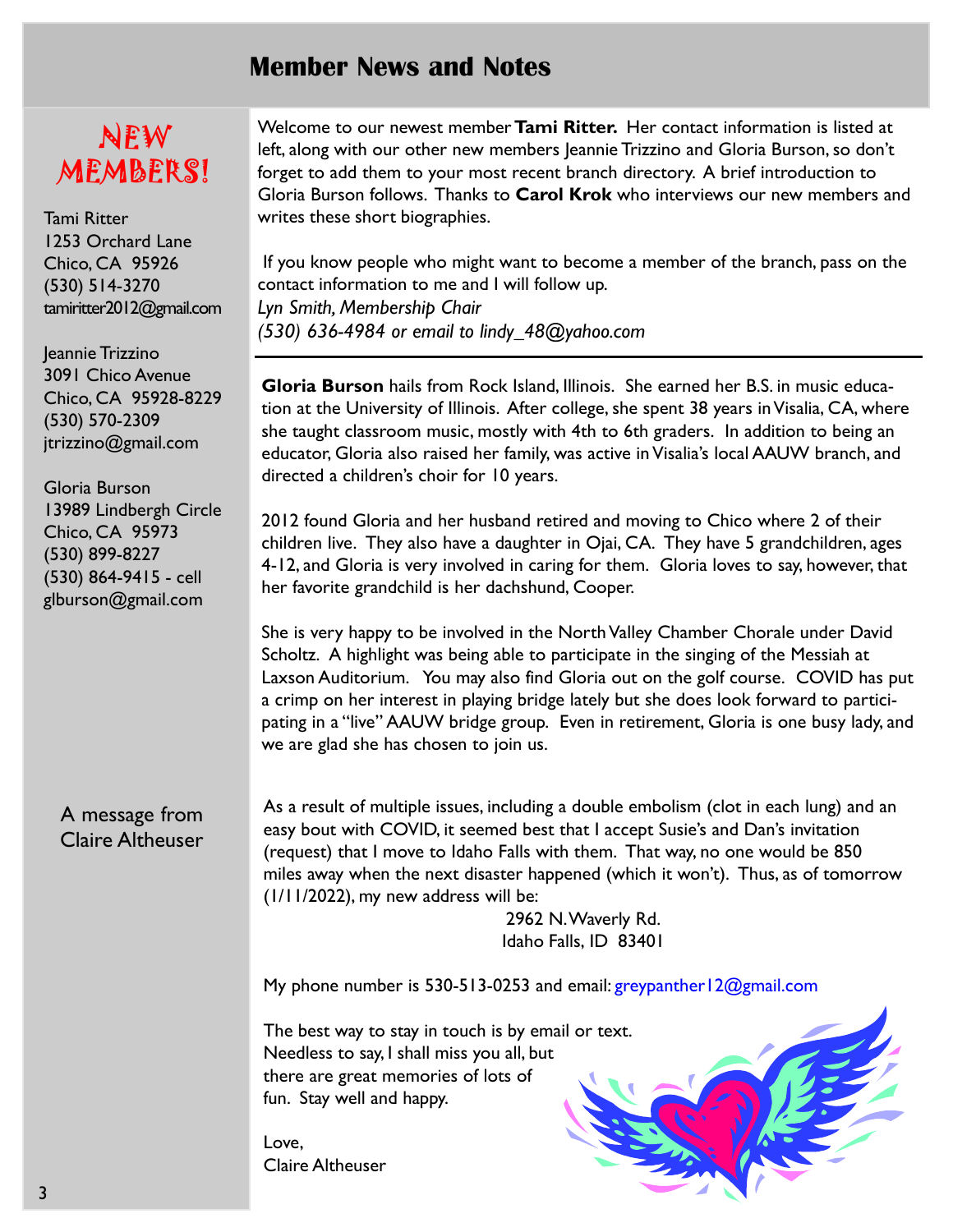# Member News and Notes

## NEW MEMBERS!

Tami Ritter
1253 Orchard Lane
Chico, CA 95926
(530) 514-3270
tamiritter2012@gmail.com

Jeannie Trizzino
3091 Chico Avenue
Chico, CA 95928-8229
(530) 570-2309
jtrizzino@gmail.com

Gloria Burson
13989 Lindbergh Circle
Chico, CA 95973
(530) 899-8227
(530) 864-9415 - cell
glburson@gmail.com

Welcome to our newest member **Tami Ritter.** Her contact information is listed at left, along with our other new members Jeannie Trizzino and Gloria Burson, so don't forget to add them to your most recent branch directory. A brief introduction to Gloria Burson follows. Thanks to **Carol Krok** who interviews our new members and writes these short biographies.

If you know people who might want to become a member of the branch, pass on the contact information to me and I will follow up.
*Lyn Smith, Membership Chair*
*(530) 636-4984 or email to lindy_48@yahoo.com*

---

**Gloria Burson** hails from Rock Island, Illinois. She earned her B.S. in music education at the University of Illinois. After college, she spent 38 years in Visalia, CA, where she taught classroom music, mostly with 4th to 6th graders. In addition to being an educator, Gloria also raised her family, was active in Visalia's local AAUW branch, and directed a children's choir for 10 years.

2012 found Gloria and her husband retired and moving to Chico where 2 of their children live. They also have a daughter in Ojai, CA. They have 5 grandchildren, ages 4-12, and Gloria is very involved in caring for them. Gloria loves to say, however, that her favorite grandchild is her dachshund, Cooper.

She is very happy to be involved in the North Valley Chamber Chorale under David Scholtz. A highlight was being able to participate in the singing of the Messiah at Laxson Auditorium. You may also find Gloria out on the golf course. COVID has put a crimp on her interest in playing bridge lately but she does look forward to participating in a "live" AAUW bridge group. Even in retirement, Gloria is one busy lady, and we are glad she has chosen to join us.

## A message from Claire Altheuser

As a result of multiple issues, including a double embolism (clot in each lung) and an easy bout with COVID, it seemed best that I accept Susie's and Dan's invitation (request) that I move to Idaho Falls with them. That way, no one would be 850 miles away when the next disaster happened (which it won't). Thus, as of tomorrow (1/11/2022), my new address will be:

2962 N. Waverly Rd.
Idaho Falls, ID 83401

My phone number is 530-513-0253 and email: greypanther12@gmail.com

The best way to stay in touch is by email or text. Needless to say, I shall miss you all, but there are great memories of lots of fun. Stay well and happy.

Love,
Claire Altheuser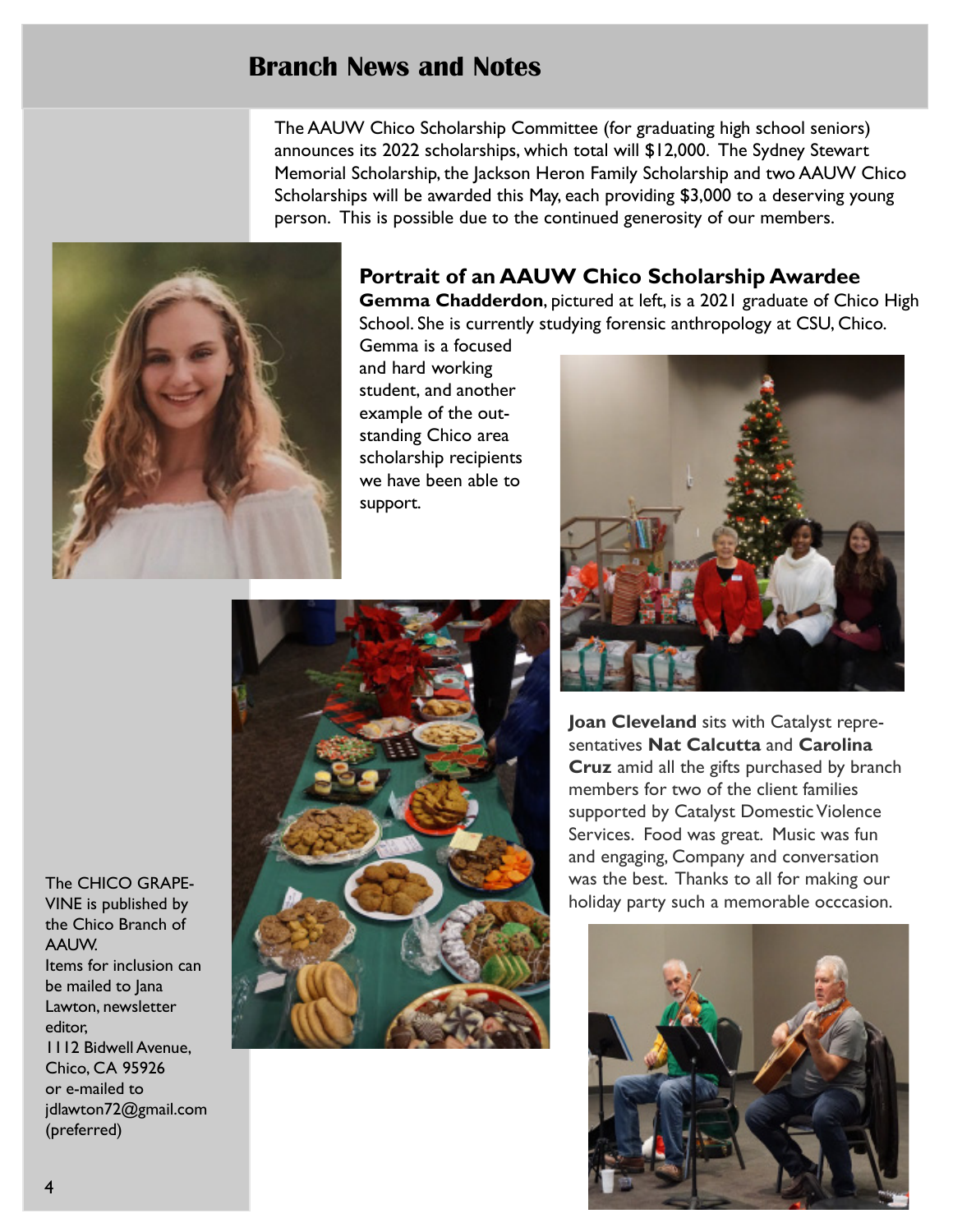## Branch News and Notes

The AAUW Chico Scholarship Committee (for graduating high school seniors) announces its 2022 scholarships, which total will $12,000. The Sydney Stewart Memorial Scholarship, the Jackson Heron Family Scholarship and two AAUW Chico Scholarships will be awarded this May, each providing $3,000 to a deserving young person. This is possible due to the continued generosity of our members.

### Portrait of an AAUW Chico Scholarship Awardee

**Gemma Chadderdon**, pictured at left, is a 2021 graduate of Chico High School. She is currently studying forensic anthropology at CSU, Chico. Gemma is a focused and hard working student, and another example of the outstanding Chico area scholarship recipients we have been able to support.

**Joan Cleveland** sits with Catalyst representatives **Nat Calcutta** and **Carolina Cruz** amid all the gifts purchased by branch members for two of the client families supported by Catalyst Domestic Violence Services. Food was great. Music was fun and engaging, Company and conversation was the best. Thanks to all for making our holiday party such a memorable occcasion.

The CHICO GRAPEVINE is published by the Chico Branch of AAUW.
Items for inclusion can be mailed to Jana Lawton, newsletter editor,
1112 Bidwell Avenue, Chico, CA 95926
or e-mailed to jdlawton72@gmail.com (preferred)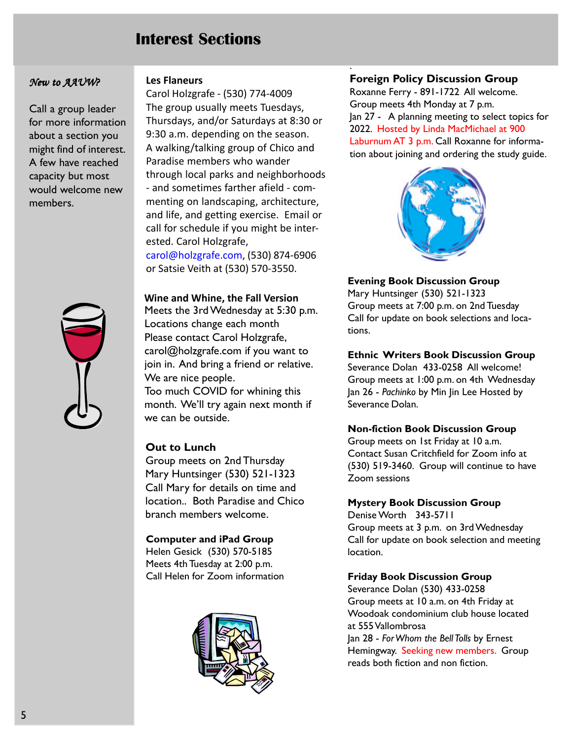# Interest Sections

*New to AAUW?*

Call a group leader for more information about a section you might find of interest. A few have reached capacity but most would welcome new members.

**Les Flaneurs**
Carol Holzgrafe - (530) 774-4009
The group usually meets Tuesdays, Thursdays, and/or Saturdays at 8:30 or 9:30 a.m. depending on the season. A walking/talking group of Chico and Paradise members who wander through local parks and neighborhoods - and sometimes farther afield - commenting on landscaping, architecture, and life, and getting exercise. Email or call for schedule if you might be interested. Carol Holzgrafe, carol@holzgrafe.com, (530) 874-6906 or Satsie Veith at (530) 570-3550.

**Wine and Whine, the Fall Version**
Meets the 3rd Wednesday at 5:30 p.m.
Locations change each month
Please contact Carol Holzgrafe, carol@holzgrafe.com if you want to join in. And bring a friend or relative. We are nice people.
Too much COVID for whining this month. We'll try again next month if we can be outside.

**Out to Lunch**
Group meets on 2nd Thursday
Mary Huntsinger (530) 521-1323
Call Mary for details on time and location.. Both Paradise and Chico branch members welcome.

**Computer and iPad Group**
Helen Gesick (530) 570-5185
Meets 4th Tuesday at 2:00 p.m.
Call Helen for Zoom information

**Foreign Policy Discussion Group**
Roxanne Ferry - 891-1722 All welcome.
Group meets 4th Monday at 7 p.m.
Jan 27 - A planning meeting to select topics for 2022. Hosted by Linda MacMichael at 900 Laburnum AT 3 p.m. Call Roxanne for information about joining and ordering the study guide.

**Evening Book Discussion Group**
Mary Huntsinger (530) 521-1323
Group meets at 7:00 p.m. on 2nd Tuesday
Call for update on book selections and locations.

**Ethnic Writers Book Discussion Group**
Severance Dolan 433-0258 All welcome!
Group meets at 1:00 p.m. on 4th Wednesday
Jan 26 - *Pachinko* by Min Jin Lee Hosted by Severance Dolan.

**Non-fiction Book Discussion Group**
Group meets on 1st Friday at 10 a.m.
Contact Susan Critchfield for Zoom info at (530) 519-3460. Group will continue to have Zoom sessions

**Mystery Book Discussion Group**
Denise Worth 343-5711
Group meets at 3 p.m. on 3rd Wednesday
Call for update on book selection and meeting location.

**Friday Book Discussion Group**
Severance Dolan (530) 433-0258
Group meets at 10 a.m. on 4th Friday at Woodoak condominium club house located at 555 Vallombrosa
Jan 28 - *For Whom the Bell Tolls* by Ernest Hemingway. Seeking new members. Group reads both fiction and non fiction.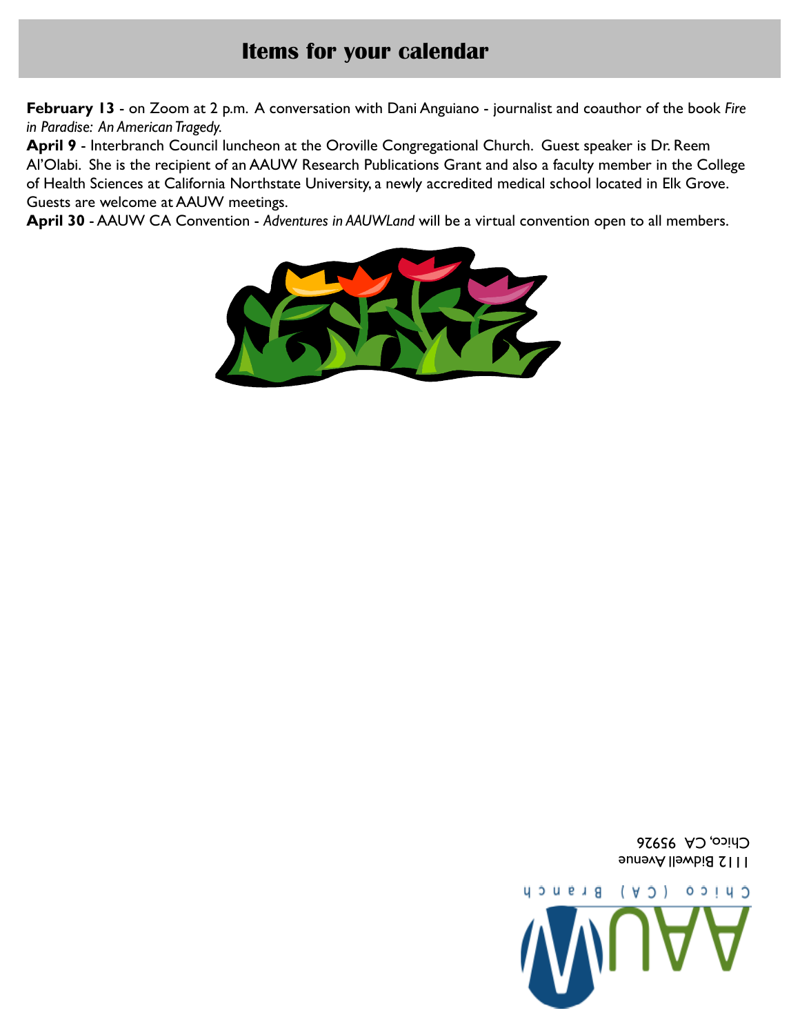## Items for your calendar

**February 13** - on Zoom at 2 p.m. A conversation with Dani Anguiano - journalist and coauthor of the book *Fire in Paradise: An American Tragedy.*

**April 9** - Interbranch Council luncheon at the Oroville Congregational Church. Guest speaker is Dr. Reem Al'Olabi. She is the recipient of an AAUW Research Publications Grant and also a faculty member in the College of Health Sciences at California Northstate University, a newly accredited medical school located in Elk Grove. Guests are welcome at AAUW meetings.

**April 30** - AAUW CA Convention - *Adventures in AAUWLand* will be a virtual convention open to all members.

AAUW

Chico (CA) Branch

1112 Bidwell Avenue

Chico, CA 95926